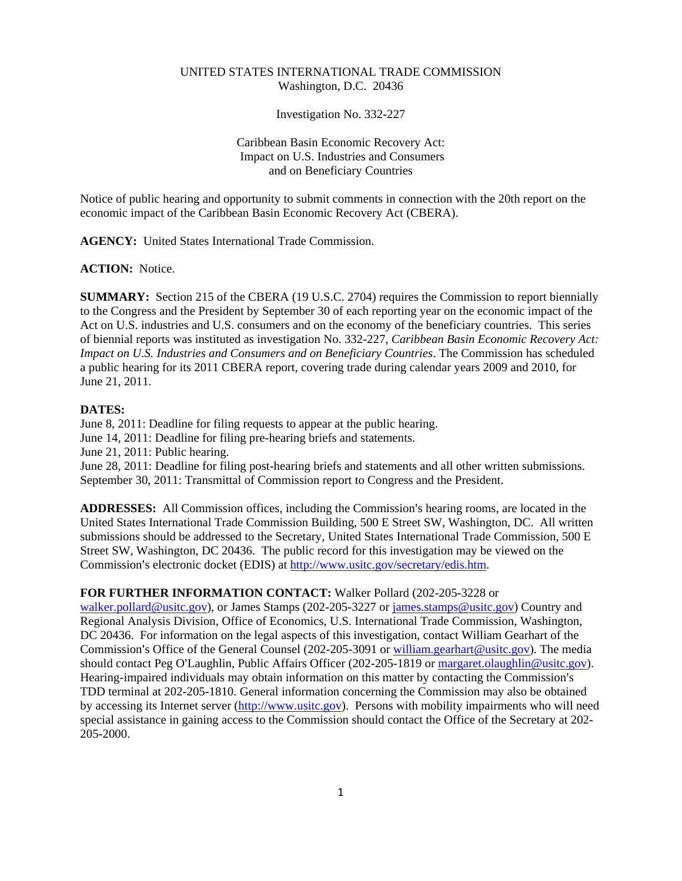UNITED STATES INTERNATIONAL TRADE COMMISSION
Washington, D.C. 20436

Investigation No. 332-227

Caribbean Basin Economic Recovery Act:
Impact on U.S. Industries and Consumers
and on Beneficiary Countries

Notice of public hearing and opportunity to submit comments in connection with the 20th report on the economic impact of the Caribbean Basin Economic Recovery Act (CBERA).

**AGENCY:** United States International Trade Commission.

**ACTION:** Notice.

**SUMMARY:** Section 215 of the CBERA (19 U.S.C. 2704) requires the Commission to report biennially to the Congress and the President by September 30 of each reporting year on the economic impact of the Act on U.S. industries and U.S. consumers and on the economy of the beneficiary countries. This series of biennial reports was instituted as investigation No. 332-227, *Caribbean Basin Economic Recovery Act: Impact on U.S. Industries and Consumers and on Beneficiary Countries*. The Commission has scheduled a public hearing for its 2011 CBERA report, covering trade during calendar years 2009 and 2010, for June 21, 2011.

**DATES:**
June 8, 2011: Deadline for filing requests to appear at the public hearing.
June 14, 2011: Deadline for filing pre-hearing briefs and statements.
June 21, 2011: Public hearing.
June 28, 2011: Deadline for filing post-hearing briefs and statements and all other written submissions.
September 30, 2011: Transmittal of Commission report to Congress and the President.

**ADDRESSES:** All Commission offices, including the Commission's hearing rooms, are located in the United States International Trade Commission Building, 500 E Street SW, Washington, DC. All written submissions should be addressed to the Secretary, United States International Trade Commission, 500 E Street SW, Washington, DC 20436. The public record for this investigation may be viewed on the Commission's electronic docket (EDIS) at http://www.usitc.gov/secretary/edis.htm.

**FOR FURTHER INFORMATION CONTACT:** Walker Pollard (202-205-3228 or walker.pollard@usitc.gov), or James Stamps (202-205-3227 or james.stamps@usitc.gov) Country and Regional Analysis Division, Office of Economics, U.S. International Trade Commission, Washington, DC 20436. For information on the legal aspects of this investigation, contact William Gearhart of the Commission's Office of the General Counsel (202-205-3091 or william.gearhart@usitc.gov). The media should contact Peg O'Laughlin, Public Affairs Officer (202-205-1819 or margaret.olaughlin@usitc.gov). Hearing-impaired individuals may obtain information on this matter by contacting the Commission's TDD terminal at 202-205-1810. General information concerning the Commission may also be obtained by accessing its Internet server (http://www.usitc.gov). Persons with mobility impairments who will need special assistance in gaining access to the Commission should contact the Office of the Secretary at 202-205-2000.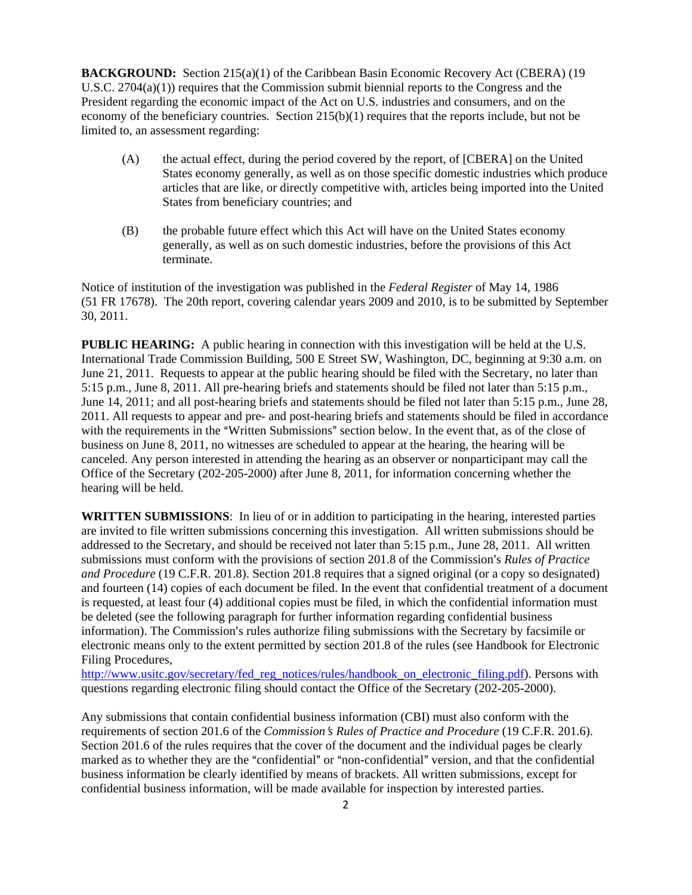**BACKGROUND:** Section 215(a)(1) of the Caribbean Basin Economic Recovery Act (CBERA) (19 U.S.C. 2704(a)(1)) requires that the Commission submit biennial reports to the Congress and the President regarding the economic impact of the Act on U.S. industries and consumers, and on the economy of the beneficiary countries. Section 215(b)(1) requires that the reports include, but not be limited to, an assessment regarding:

(A) the actual effect, during the period covered by the report, of [CBERA] on the United States economy generally, as well as on those specific domestic industries which produce articles that are like, or directly competitive with, articles being imported into the United States from beneficiary countries; and

(B) the probable future effect which this Act will have on the United States economy generally, as well as on such domestic industries, before the provisions of this Act terminate.

Notice of institution of the investigation was published in the *Federal Register* of May 14, 1986 (51 FR 17678). The 20th report, covering calendar years 2009 and 2010, is to be submitted by September 30, 2011.

**PUBLIC HEARING:** A public hearing in connection with this investigation will be held at the U.S. International Trade Commission Building, 500 E Street SW, Washington, DC, beginning at 9:30 a.m. on June 21, 2011. Requests to appear at the public hearing should be filed with the Secretary, no later than 5:15 p.m., June 8, 2011. All pre-hearing briefs and statements should be filed not later than 5:15 p.m., June 14, 2011; and all post-hearing briefs and statements should be filed not later than 5:15 p.m., June 28, 2011. All requests to appear and pre- and post-hearing briefs and statements should be filed in accordance with the requirements in the "Written Submissions" section below. In the event that, as of the close of business on June 8, 2011, no witnesses are scheduled to appear at the hearing, the hearing will be canceled. Any person interested in attending the hearing as an observer or nonparticipant may call the Office of the Secretary (202-205-2000) after June 8, 2011, for information concerning whether the hearing will be held.

**WRITTEN SUBMISSIONS**: In lieu of or in addition to participating in the hearing, interested parties are invited to file written submissions concerning this investigation. All written submissions should be addressed to the Secretary, and should be received not later than 5:15 p.m., June 28, 2011. All written submissions must conform with the provisions of section 201.8 of the Commission's *Rules of Practice and Procedure* (19 C.F.R. 201.8). Section 201.8 requires that a signed original (or a copy so designated) and fourteen (14) copies of each document be filed. In the event that confidential treatment of a document is requested, at least four (4) additional copies must be filed, in which the confidential information must be deleted (see the following paragraph for further information regarding confidential business information). The Commission's rules authorize filing submissions with the Secretary by facsimile or electronic means only to the extent permitted by section 201.8 of the rules (see Handbook for Electronic Filing Procedures, http://www.usitc.gov/secretary/fed_reg_notices/rules/handbook_on_electronic_filing.pdf). Persons with questions regarding electronic filing should contact the Office of the Secretary (202-205-2000).

Any submissions that contain confidential business information (CBI) must also conform with the requirements of section 201.6 of the *Commission's Rules of Practice and Procedure* (19 C.F.R. 201.6). Section 201.6 of the rules requires that the cover of the document and the individual pages be clearly marked as to whether they are the "confidential" or "non-confidential" version, and that the confidential business information be clearly identified by means of brackets. All written submissions, except for confidential business information, will be made available for inspection by interested parties.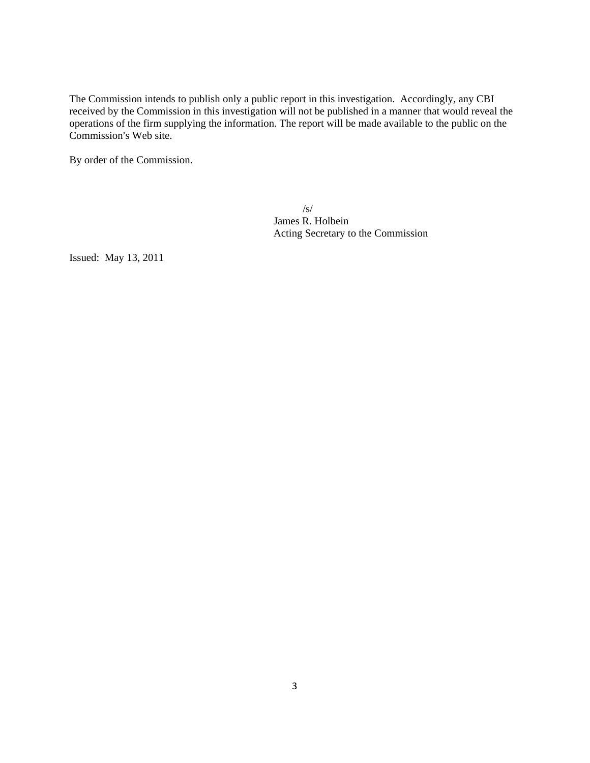The Commission intends to publish only a public report in this investigation. Accordingly, any CBI received by the Commission in this investigation will not be published in a manner that would reveal the operations of the firm supplying the information. The report will be made available to the public on the Commission's Web site.

By order of the Commission.

/s/
James R. Holbein
Acting Secretary to the Commission

Issued: May 13, 2011